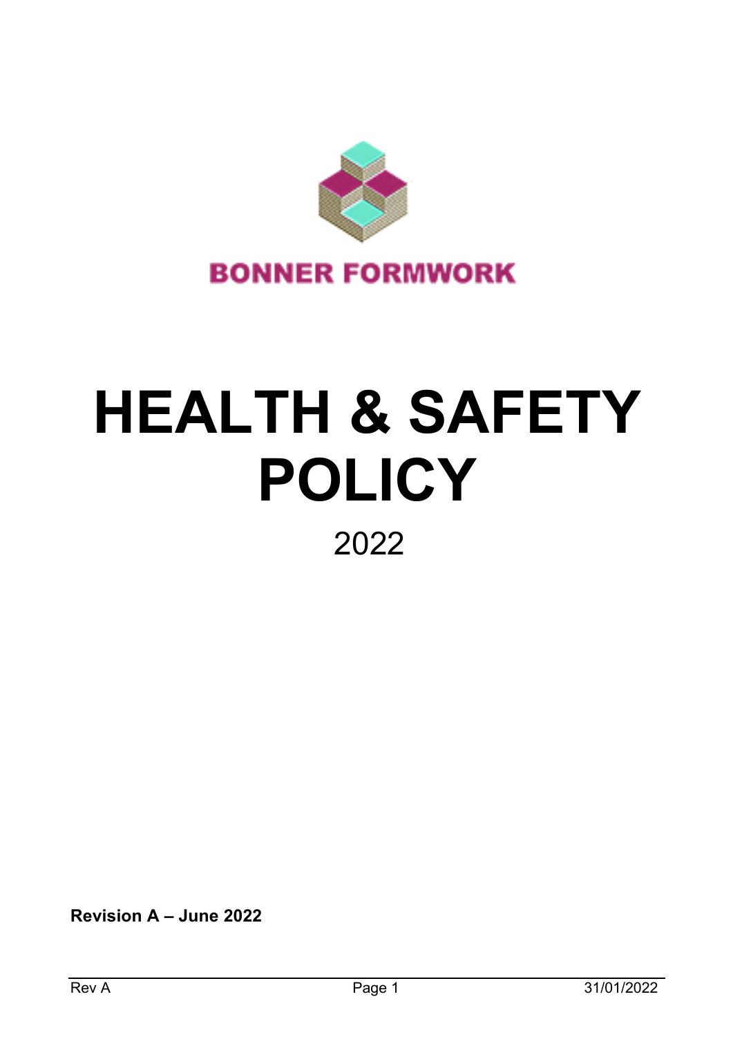BONNER FORMWORK

# HEALTH & SAFETY POLICY

2022

**Revision A – June 2022**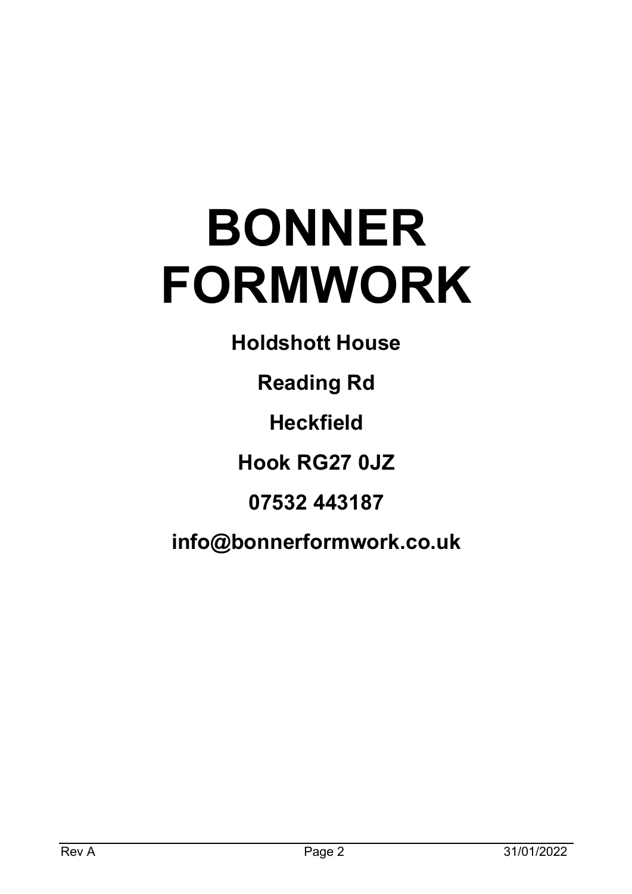# BONNER FORMWORK

**Holdshott House**

**Reading Rd**

**Heckfield**

**Hook RG27 0JZ**

**07532 443187**

**info@bonnerformwork.co.uk**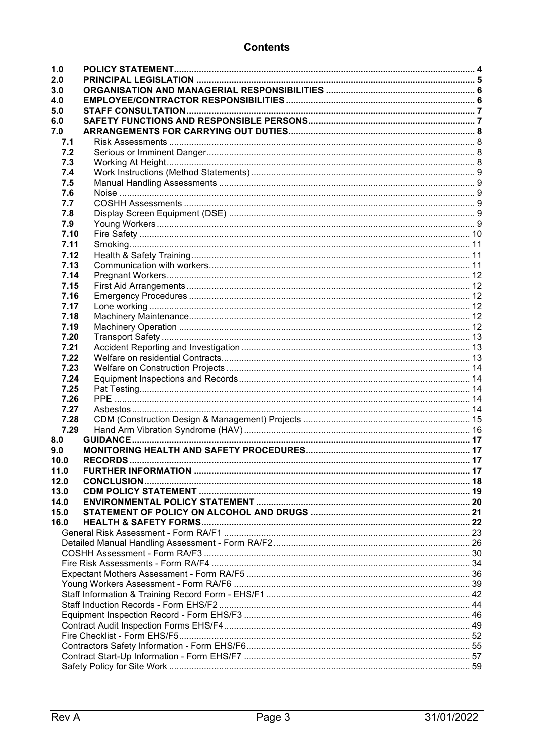# Contents

| | | |
|---|---|---|
| **1.0** | **POLICY STATEMENT** | **4** |
| **2.0** | **PRINCIPAL LEGISLATION** | **5** |
| **3.0** | **ORGANISATION AND MANAGERIAL RESPONSIBILITIES** | **6** |
| **4.0** | **EMPLOYEE/CONTRACTOR RESPONSIBILITIES** | **6** |
| **5.0** | **STAFF CONSULTATION** | **7** |
| **6.0** | **SAFETY FUNCTIONS AND RESPONSIBLE PERSONS** | **7** |
| **7.0** | **ARRANGEMENTS FOR CARRYING OUT DUTIES** | **8** |
| **7.1** | Risk Assessments | 8 |
| **7.2** | Serious or Imminent Danger | 8 |
| **7.3** | Working At Height | 8 |
| **7.4** | Work Instructions (Method Statements) | 9 |
| **7.5** | Manual Handling Assessments | 9 |
| **7.6** | Noise | 9 |
| **7.7** | COSHH Assessments | 9 |
| **7.8** | Display Screen Equipment (DSE) | 9 |
| **7.9** | Young Workers | 9 |
| **7.10** | Fire Safety | 10 |
| **7.11** | Smoking | 11 |
| **7.12** | Health & Safety Training | 11 |
| **7.13** | Communication with workers | 11 |
| **7.14** | Pregnant Workers | 12 |
| **7.15** | First Aid Arrangements | 12 |
| **7.16** | Emergency Procedures | 12 |
| **7.17** | Lone working | 12 |
| **7.18** | Machinery Maintenance | 12 |
| **7.19** | Machinery Operation | 12 |
| **7.20** | Transport Safety | 13 |
| **7.21** | Accident Reporting and Investigation | 13 |
| **7.22** | Welfare on residential Contracts | 13 |
| **7.23** | Welfare on Construction Projects | 14 |
| **7.24** | Equipment Inspections and Records | 14 |
| **7.25** | Pat Testing | 14 |
| **7.26** | PPE | 14 |
| **7.27** | Asbestos | 14 |
| **7.28** | CDM (Construction Design & Management) Projects | 15 |
| **7.29** | Hand Arm Vibration Syndrome (HAV) | 16 |
| **8.0** | **GUIDANCE** | **17** |
| **9.0** | **MONITORING HEALTH AND SAFETY PROCEDURES** | **17** |
| **10.0** | **RECORDS** | **17** |
| **11.0** | **FURTHER INFORMATION** | **17** |
| **12.0** | **CONCLUSION** | **18** |
| **13.0** | **CDM POLICY STATEMENT** | **19** |
| **14.0** | **ENVIRONMENTAL POLICY STATEMENT** | **20** |
| **15.0** | **STATEMENT OF POLICY ON ALCOHOL AND DRUGS** | **21** |
| **16.0** | **HEALTH & SAFETY FORMS** | **22** |
| | General Risk Assessment - Form RA/F1 | 23 |
| | Detailed Manual Handling Assessment - Form RA/F2 | 26 |
| | COSHH Assessment - Form RA/F3 | 30 |
| | Fire Risk Assessments - Form RA/F4 | 34 |
| | Expectant Mothers Assessment - Form RA/F5 | 36 |
| | Young Workers Assessment - Form RA/F6 | 39 |
| | Staff Information & Training Record Form - EHS/F1 | 42 |
| | Staff Induction Records - Form EHS/F2 | 44 |
| | Equipment Inspection Record - Form EHS/F3 | 46 |
| | Contract Audit Inspection Forms EHS/F4 | 49 |
| | Fire Checklist - Form EHS/F5 | 52 |
| | Contractors Safety Information - Form EHS/F6 | 55 |
| | Contract Start-Up Information - Form EHS/F7 | 57 |
| | Safety Policy for Site Work | 59 |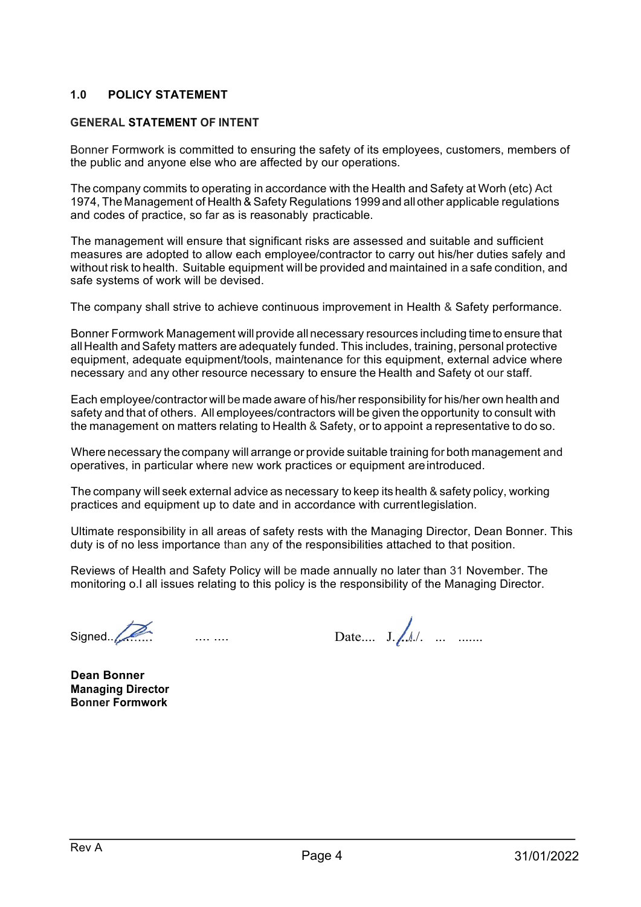## 1.0 POLICY STATEMENT

### GENERAL STATEMENT OF INTENT

Bonner Formwork is committed to ensuring the safety of its employees, customers, members of the public and anyone else who are affected by our operations.

The company commits to operating in accordance with the Health and Safety at Worh (etc) Act 1974, The Management of Health & Safety Regulations 1999 and all other applicable regulations and codes of practice, so far as is reasonably practicable.

The management will ensure that significant risks are assessed and suitable and sufficient measures are adopted to allow each employee/contractor to carry out his/her duties safely and without risk to health. Suitable equipment will be provided and maintained in a safe condition, and safe systems of work will be devised.

The company shall strive to achieve continuous improvement in Health & Safety performance.

Bonner Formwork Management will provide all necessary resources including time to ensure that all Health and Safety matters are adequately funded. This includes, training, personal protective equipment, adequate equipment/tools, maintenance for this equipment, external advice where necessary and any other resource necessary to ensure the Health and Safety ot our staff.

Each employee/contractor will be made aware of his/her responsibility for his/her own health and safety and that of others. All employees/contractors will be given the opportunity to consult with the management on matters relating to Health & Safety, or to appoint a representative to do so.

Where necessary the company will arrange or provide suitable training for both management and operatives, in particular where new work practices or equipment are introduced.

The company will seek external advice as necessary to keep its health & safety policy, working practices and equipment up to date and in accordance with current legislation.

Ultimate responsibility in all areas of safety rests with the Managing Director, Dean Bonner. This duty is of no less importance than any of the responsibilities attached to that position.

Reviews of Health and Safety Policy will be made annually no later than 31 November. The monitoring o.l all issues relating to this policy is the responsibility of the Managing Director.

Signed.......... .... ....    Date.... J./..1./. ... .......

**Dean Bonner**
**Managing Director**
**Bonner Formwork**

Rev A    31/01/2022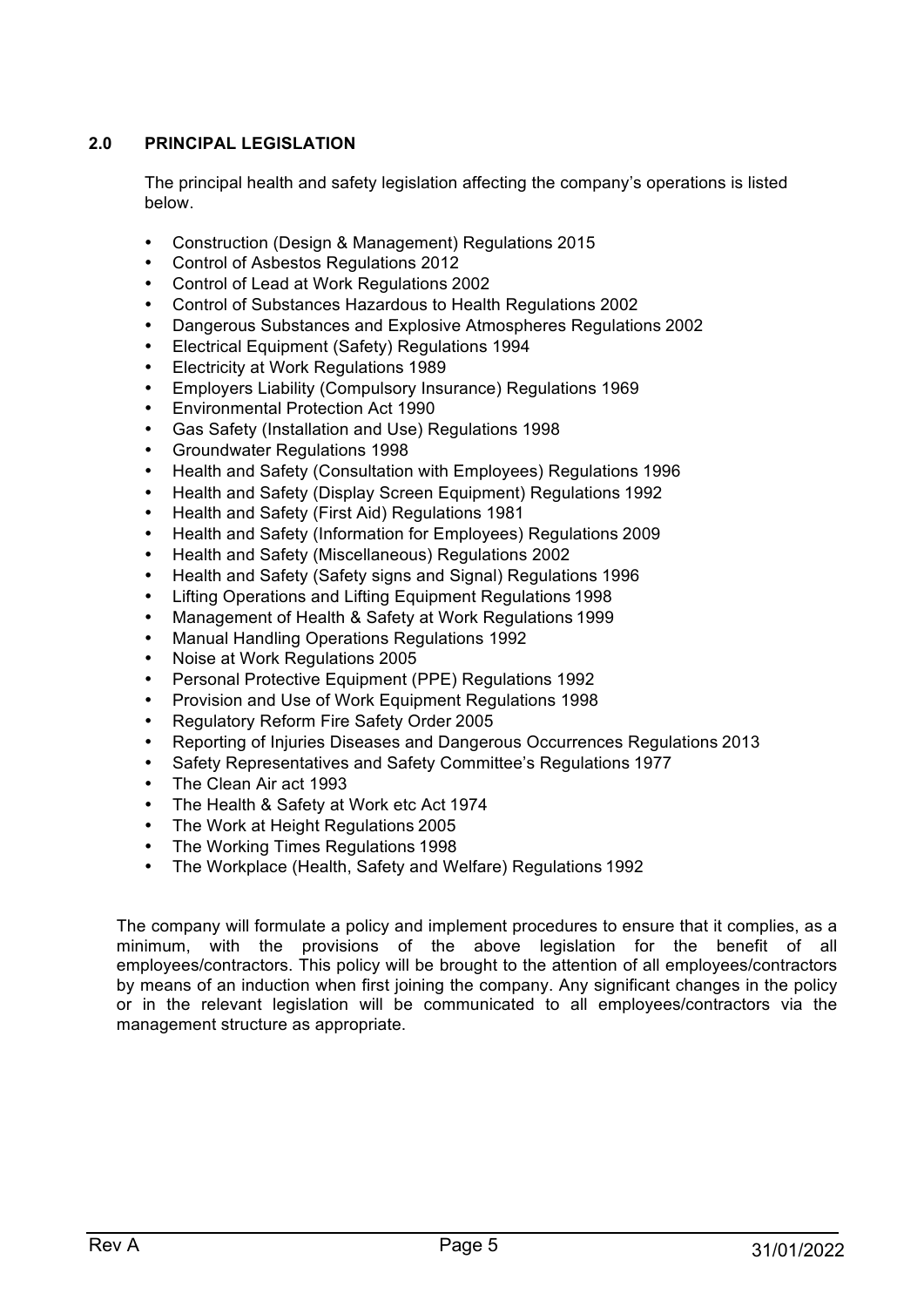## 2.0 PRINCIPAL LEGISLATION

The principal health and safety legislation affecting the company's operations is listed below.

- Construction (Design & Management) Regulations 2015
- Control of Asbestos Regulations 2012
- Control of Lead at Work Regulations 2002
- Control of Substances Hazardous to Health Regulations 2002
- Dangerous Substances and Explosive Atmospheres Regulations 2002
- Electrical Equipment (Safety) Regulations 1994
- Electricity at Work Regulations 1989
- Employers Liability (Compulsory Insurance) Regulations 1969
- Environmental Protection Act 1990
- Gas Safety (Installation and Use) Regulations 1998
- Groundwater Regulations 1998
- Health and Safety (Consultation with Employees) Regulations 1996
- Health and Safety (Display Screen Equipment) Regulations 1992
- Health and Safety (First Aid) Regulations 1981
- Health and Safety (Information for Employees) Regulations 2009
- Health and Safety (Miscellaneous) Regulations 2002
- Health and Safety (Safety signs and Signal) Regulations 1996
- Lifting Operations and Lifting Equipment Regulations 1998
- Management of Health & Safety at Work Regulations 1999
- Manual Handling Operations Regulations 1992
- Noise at Work Regulations 2005
- Personal Protective Equipment (PPE) Regulations 1992
- Provision and Use of Work Equipment Regulations 1998
- Regulatory Reform Fire Safety Order 2005
- Reporting of Injuries Diseases and Dangerous Occurrences Regulations 2013
- Safety Representatives and Safety Committee's Regulations 1977
- The Clean Air act 1993
- The Health & Safety at Work etc Act 1974
- The Work at Height Regulations 2005
- The Working Times Regulations 1998
- The Workplace (Health, Safety and Welfare) Regulations 1992

The company will formulate a policy and implement procedures to ensure that it complies, as a minimum, with the provisions of the above legislation for the benefit of all employees/contractors. This policy will be brought to the attention of all employees/contractors by means of an induction when first joining the company. Any significant changes in the policy or in the relevant legislation will be communicated to all employees/contractors via the management structure as appropriate.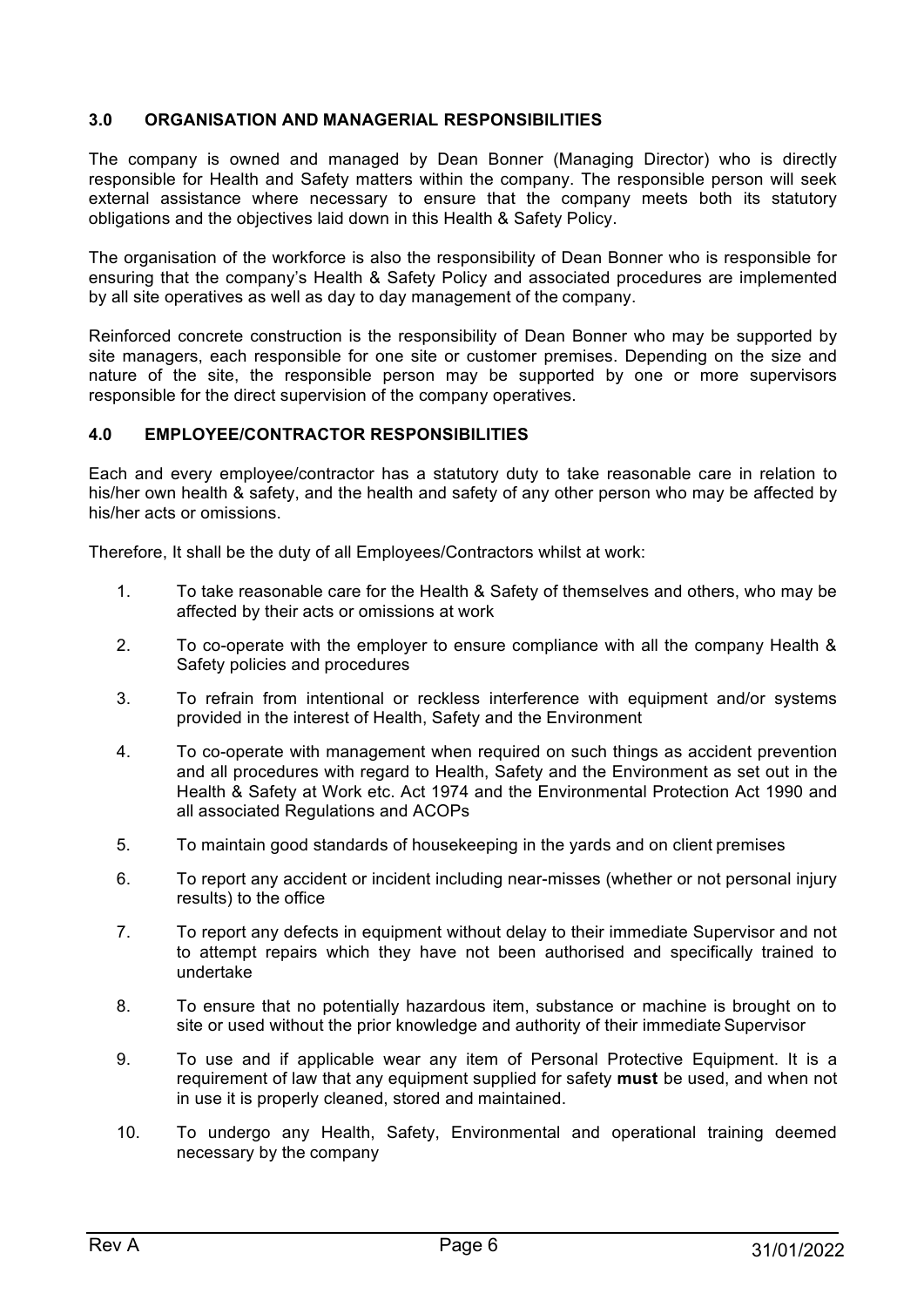## 3.0 ORGANISATION AND MANAGERIAL RESPONSIBILITIES

The company is owned and managed by Dean Bonner (Managing Director) who is directly responsible for Health and Safety matters within the company. The responsible person will seek external assistance where necessary to ensure that the company meets both its statutory obligations and the objectives laid down in this Health & Safety Policy.

The organisation of the workforce is also the responsibility of Dean Bonner who is responsible for ensuring that the company's Health & Safety Policy and associated procedures are implemented by all site operatives as well as day to day management of the company.

Reinforced concrete construction is the responsibility of Dean Bonner who may be supported by site managers, each responsible for one site or customer premises. Depending on the size and nature of the site, the responsible person may be supported by one or more supervisors responsible for the direct supervision of the company operatives.

## 4.0 EMPLOYEE/CONTRACTOR RESPONSIBILITIES

Each and every employee/contractor has a statutory duty to take reasonable care in relation to his/her own health & safety, and the health and safety of any other person who may be affected by his/her acts or omissions.

Therefore, It shall be the duty of all Employees/Contractors whilst at work:

1. To take reasonable care for the Health & Safety of themselves and others, who may be affected by their acts or omissions at work
2. To co-operate with the employer to ensure compliance with all the company Health & Safety policies and procedures
3. To refrain from intentional or reckless interference with equipment and/or systems provided in the interest of Health, Safety and the Environment
4. To co-operate with management when required on such things as accident prevention and all procedures with regard to Health, Safety and the Environment as set out in the Health & Safety at Work etc. Act 1974 and the Environmental Protection Act 1990 and all associated Regulations and ACOPs
5. To maintain good standards of housekeeping in the yards and on client premises
6. To report any accident or incident including near-misses (whether or not personal injury results) to the office
7. To report any defects in equipment without delay to their immediate Supervisor and not to attempt repairs which they have not been authorised and specifically trained to undertake
8. To ensure that no potentially hazardous item, substance or machine is brought on to site or used without the prior knowledge and authority of their immediate Supervisor
9. To use and if applicable wear any item of Personal Protective Equipment. It is a requirement of law that any equipment supplied for safety **must** be used, and when not in use it is properly cleaned, stored and maintained.
10. To undergo any Health, Safety, Environmental and operational training deemed necessary by the company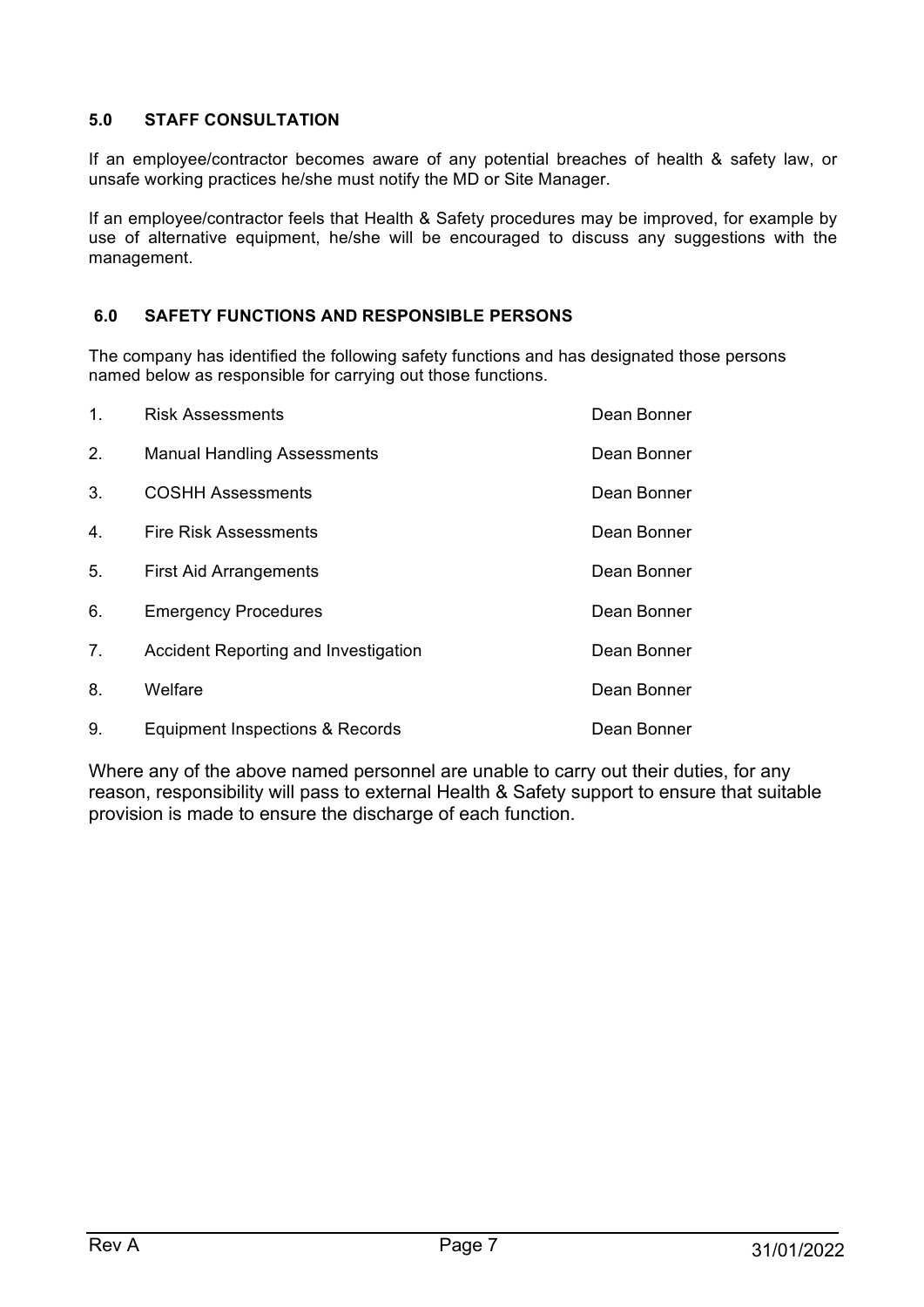## 5.0 STAFF CONSULTATION

If an employee/contractor becomes aware of any potential breaches of health & safety law, or unsafe working practices he/she must notify the MD or Site Manager.

If an employee/contractor feels that Health & Safety procedures may be improved, for example by use of alternative equipment, he/she will be encouraged to discuss any suggestions with the management.

## 6.0 SAFETY FUNCTIONS AND RESPONSIBLE PERSONS

The company has identified the following safety functions and has designated those persons named below as responsible for carrying out those functions.

| | Function | Responsible Person |
|---|---|---|
| 1. | Risk Assessments | Dean Bonner |
| 2. | Manual Handling Assessments | Dean Bonner |
| 3. | COSHH Assessments | Dean Bonner |
| 4. | Fire Risk Assessments | Dean Bonner |
| 5. | First Aid Arrangements | Dean Bonner |
| 6. | Emergency Procedures | Dean Bonner |
| 7. | Accident Reporting and Investigation | Dean Bonner |
| 8. | Welfare | Dean Bonner |
| 9. | Equipment Inspections & Records | Dean Bonner |

Where any of the above named personnel are unable to carry out their duties, for any reason, responsibility will pass to external Health & Safety support to ensure that suitable provision is made to ensure the discharge of each function.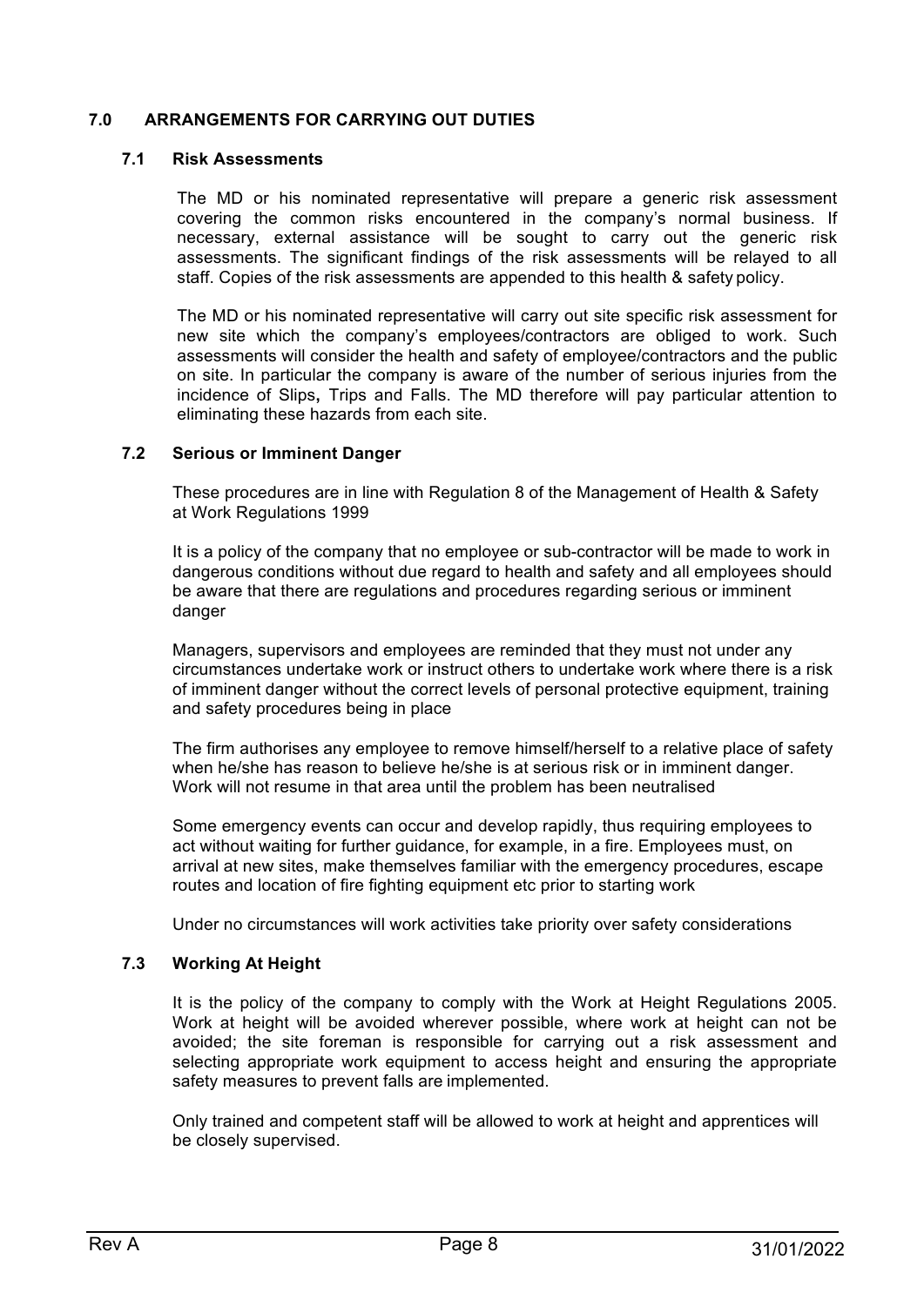## 7.0 ARRANGEMENTS FOR CARRYING OUT DUTIES

### 7.1 Risk Assessments

The MD or his nominated representative will prepare a generic risk assessment covering the common risks encountered in the company's normal business. If necessary, external assistance will be sought to carry out the generic risk assessments. The significant findings of the risk assessments will be relayed to all staff. Copies of the risk assessments are appended to this health & safety policy.

The MD or his nominated representative will carry out site specific risk assessment for new site which the company's employees/contractors are obliged to work. Such assessments will consider the health and safety of employee/contractors and the public on site. In particular the company is aware of the number of serious injuries from the incidence of Slips**,** Trips and Falls. The MD therefore will pay particular attention to eliminating these hazards from each site.

### 7.2 Serious or Imminent Danger

These procedures are in line with Regulation 8 of the Management of Health & Safety at Work Regulations 1999

It is a policy of the company that no employee or sub-contractor will be made to work in dangerous conditions without due regard to health and safety and all employees should be aware that there are regulations and procedures regarding serious or imminent danger

Managers, supervisors and employees are reminded that they must not under any circumstances undertake work or instruct others to undertake work where there is a risk of imminent danger without the correct levels of personal protective equipment, training and safety procedures being in place

The firm authorises any employee to remove himself/herself to a relative place of safety when he/she has reason to believe he/she is at serious risk or in imminent danger. Work will not resume in that area until the problem has been neutralised

Some emergency events can occur and develop rapidly, thus requiring employees to act without waiting for further guidance, for example, in a fire. Employees must, on arrival at new sites, make themselves familiar with the emergency procedures, escape routes and location of fire fighting equipment etc prior to starting work

Under no circumstances will work activities take priority over safety considerations

### 7.3 Working At Height

It is the policy of the company to comply with the Work at Height Regulations 2005. Work at height will be avoided wherever possible, where work at height can not be avoided; the site foreman is responsible for carrying out a risk assessment and selecting appropriate work equipment to access height and ensuring the appropriate safety measures to prevent falls are implemented.

Only trained and competent staff will be allowed to work at height and apprentices will be closely supervised.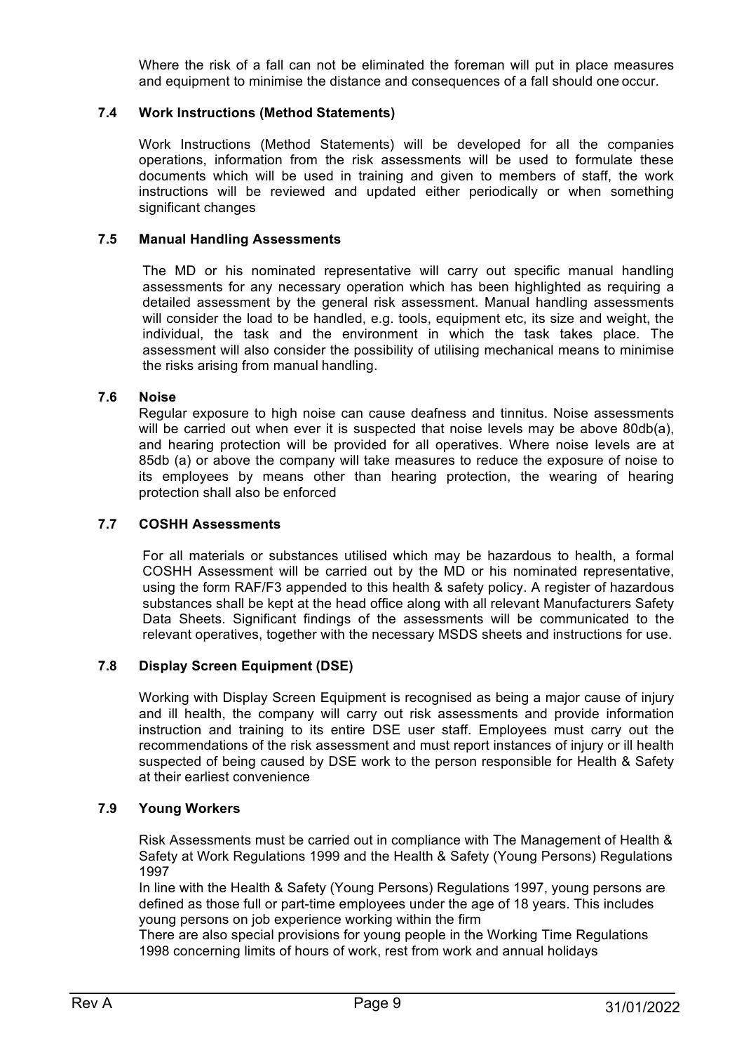Where the risk of a fall can not be eliminated the foreman will put in place measures and equipment to minimise the distance and consequences of a fall should one occur.

### 7.4 Work Instructions (Method Statements)

Work Instructions (Method Statements) will be developed for all the companies operations, information from the risk assessments will be used to formulate these documents which will be used in training and given to members of staff, the work instructions will be reviewed and updated either periodically or when something significant changes

### 7.5 Manual Handling Assessments

The MD or his nominated representative will carry out specific manual handling assessments for any necessary operation which has been highlighted as requiring a detailed assessment by the general risk assessment. Manual handling assessments will consider the load to be handled, e.g. tools, equipment etc, its size and weight, the individual, the task and the environment in which the task takes place. The assessment will also consider the possibility of utilising mechanical means to minimise the risks arising from manual handling.

### 7.6 Noise

Regular exposure to high noise can cause deafness and tinnitus. Noise assessments will be carried out when ever it is suspected that noise levels may be above 80db(a), and hearing protection will be provided for all operatives. Where noise levels are at 85db (a) or above the company will take measures to reduce the exposure of noise to its employees by means other than hearing protection, the wearing of hearing protection shall also be enforced

### 7.7 COSHH Assessments

For all materials or substances utilised which may be hazardous to health, a formal COSHH Assessment will be carried out by the MD or his nominated representative, using the form RAF/F3 appended to this health & safety policy. A register of hazardous substances shall be kept at the head office along with all relevant Manufacturers Safety Data Sheets. Significant findings of the assessments will be communicated to the relevant operatives, together with the necessary MSDS sheets and instructions for use.

### 7.8 Display Screen Equipment (DSE)

Working with Display Screen Equipment is recognised as being a major cause of injury and ill health, the company will carry out risk assessments and provide information instruction and training to its entire DSE user staff. Employees must carry out the recommendations of the risk assessment and must report instances of injury or ill health suspected of being caused by DSE work to the person responsible for Health & Safety at their earliest convenience

### 7.9 Young Workers

Risk Assessments must be carried out in compliance with The Management of Health & Safety at Work Regulations 1999 and the Health & Safety (Young Persons) Regulations 1997

In line with the Health & Safety (Young Persons) Regulations 1997, young persons are defined as those full or part-time employees under the age of 18 years. This includes young persons on job experience working within the firm

There are also special provisions for young people in the Working Time Regulations 1998 concerning limits of hours of work, rest from work and annual holidays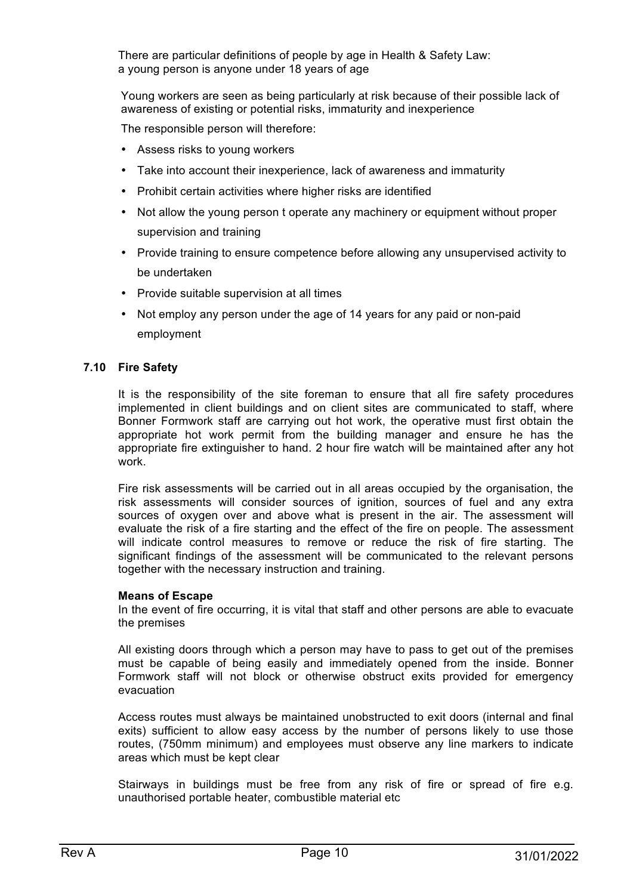There are particular definitions of people by age in Health & Safety Law:
a young person is anyone under 18 years of age

Young workers are seen as being particularly at risk because of their possible lack of awareness of existing or potential risks, immaturity and inexperience

The responsible person will therefore:

- Assess risks to young workers
- Take into account their inexperience, lack of awareness and immaturity
- Prohibit certain activities where higher risks are identified
- Not allow the young person t operate any machinery or equipment without proper supervision and training
- Provide training to ensure competence before allowing any unsupervised activity to be undertaken
- Provide suitable supervision at all times
- Not employ any person under the age of 14 years for any paid or non-paid employment

### 7.10 Fire Safety

It is the responsibility of the site foreman to ensure that all fire safety procedures implemented in client buildings and on client sites are communicated to staff, where Bonner Formwork staff are carrying out hot work, the operative must first obtain the appropriate hot work permit from the building manager and ensure he has the appropriate fire extinguisher to hand. 2 hour fire watch will be maintained after any hot work.

Fire risk assessments will be carried out in all areas occupied by the organisation, the risk assessments will consider sources of ignition, sources of fuel and any extra sources of oxygen over and above what is present in the air. The assessment will evaluate the risk of a fire starting and the effect of the fire on people. The assessment will indicate control measures to remove or reduce the risk of fire starting. The significant findings of the assessment will be communicated to the relevant persons together with the necessary instruction and training.

**Means of Escape**

In the event of fire occurring, it is vital that staff and other persons are able to evacuate the premises

All existing doors through which a person may have to pass to get out of the premises must be capable of being easily and immediately opened from the inside. Bonner Formwork staff will not block or otherwise obstruct exits provided for emergency evacuation

Access routes must always be maintained unobstructed to exit doors (internal and final exits) sufficient to allow easy access by the number of persons likely to use those routes, (750mm minimum) and employees must observe any line markers to indicate areas which must be kept clear

Stairways in buildings must be free from any risk of fire or spread of fire e.g. unauthorised portable heater, combustible material etc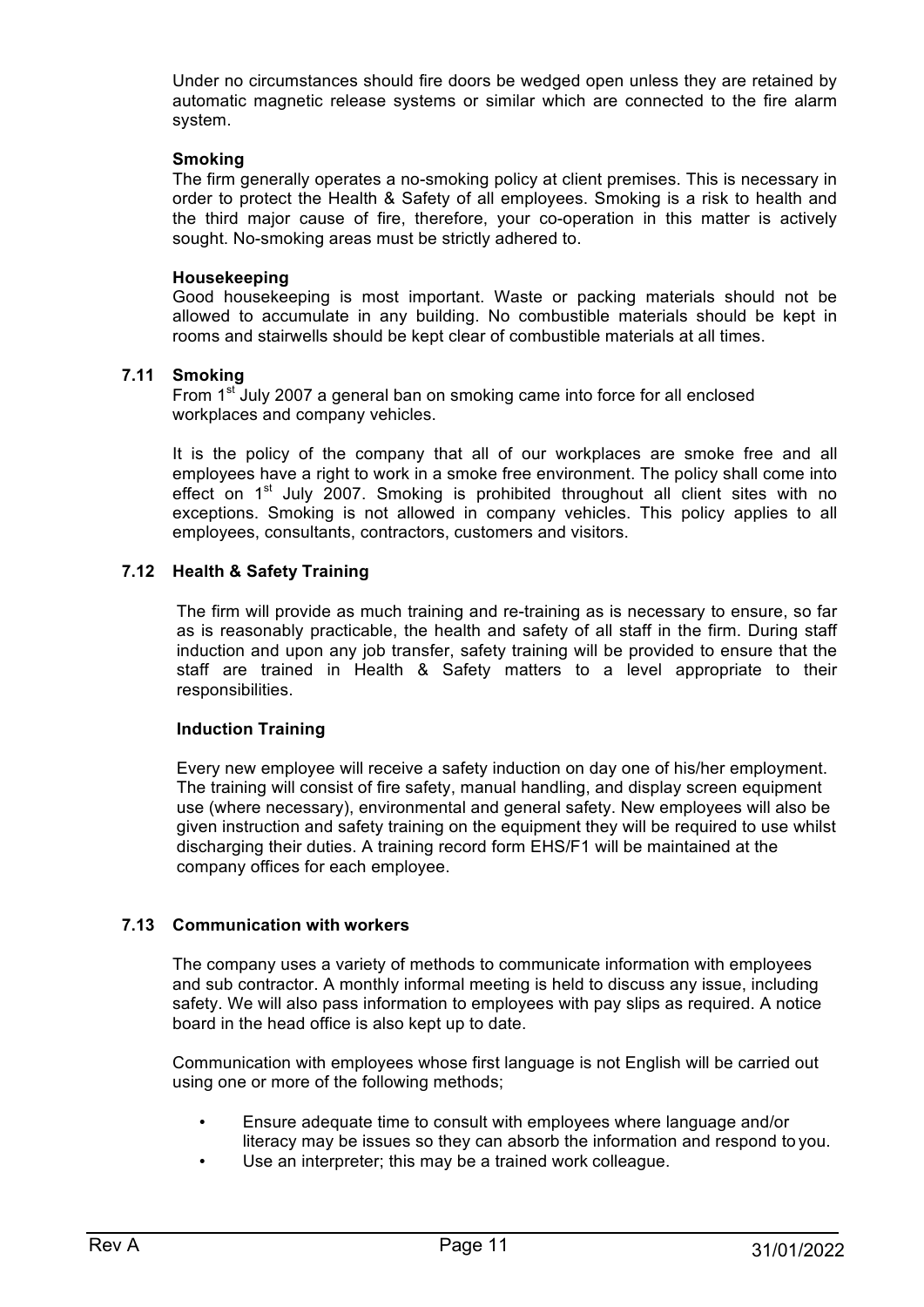Under no circumstances should fire doors be wedged open unless they are retained by automatic magnetic release systems or similar which are connected to the fire alarm system.

**Smoking**

The firm generally operates a no-smoking policy at client premises. This is necessary in order to protect the Health & Safety of all employees. Smoking is a risk to health and the third major cause of fire, therefore, your co-operation in this matter is actively sought. No-smoking areas must be strictly adhered to.

**Housekeeping**

Good housekeeping is most important. Waste or packing materials should not be allowed to accumulate in any building. No combustible materials should be kept in rooms and stairwells should be kept clear of combustible materials at all times.

### 7.11 Smoking

From 1st July 2007 a general ban on smoking came into force for all enclosed workplaces and company vehicles.

It is the policy of the company that all of our workplaces are smoke free and all employees have a right to work in a smoke free environment. The policy shall come into effect on 1st July 2007. Smoking is prohibited throughout all client sites with no exceptions. Smoking is not allowed in company vehicles. This policy applies to all employees, consultants, contractors, customers and visitors.

### 7.12 Health & Safety Training

The firm will provide as much training and re-training as is necessary to ensure, so far as is reasonably practicable, the health and safety of all staff in the firm. During staff induction and upon any job transfer, safety training will be provided to ensure that the staff are trained in Health & Safety matters to a level appropriate to their responsibilities.

**Induction Training**

Every new employee will receive a safety induction on day one of his/her employment. The training will consist of fire safety, manual handling, and display screen equipment use (where necessary), environmental and general safety. New employees will also be given instruction and safety training on the equipment they will be required to use whilst discharging their duties. A training record form EHS/F1 will be maintained at the company offices for each employee.

### 7.13 Communication with workers

The company uses a variety of methods to communicate information with employees and sub contractor. A monthly informal meeting is held to discuss any issue, including safety. We will also pass information to employees with pay slips as required. A notice board in the head office is also kept up to date.

Communication with employees whose first language is not English will be carried out using one or more of the following methods;

- Ensure adequate time to consult with employees where language and/or literacy may be issues so they can absorb the information and respond to you.
- Use an interpreter; this may be a trained work colleague.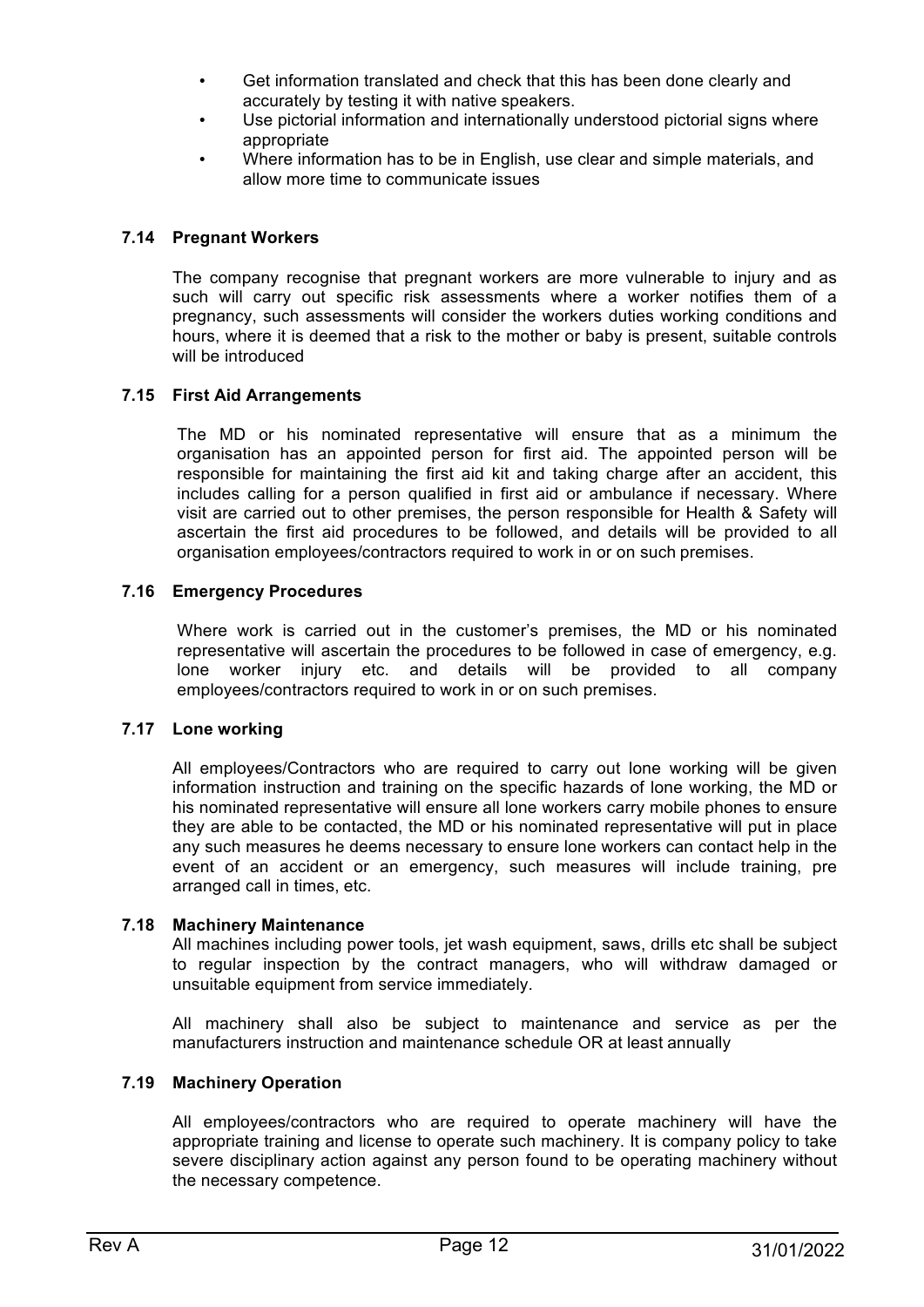- Get information translated and check that this has been done clearly and accurately by testing it with native speakers.
- Use pictorial information and internationally understood pictorial signs where appropriate
- Where information has to be in English, use clear and simple materials, and allow more time to communicate issues

### 7.14 Pregnant Workers

The company recognise that pregnant workers are more vulnerable to injury and as such will carry out specific risk assessments where a worker notifies them of a pregnancy, such assessments will consider the workers duties working conditions and hours, where it is deemed that a risk to the mother or baby is present, suitable controls will be introduced

### 7.15 First Aid Arrangements

The MD or his nominated representative will ensure that as a minimum the organisation has an appointed person for first aid. The appointed person will be responsible for maintaining the first aid kit and taking charge after an accident, this includes calling for a person qualified in first aid or ambulance if necessary. Where visit are carried out to other premises, the person responsible for Health & Safety will ascertain the first aid procedures to be followed, and details will be provided to all organisation employees/contractors required to work in or on such premises.

### 7.16 Emergency Procedures

Where work is carried out in the customer's premises, the MD or his nominated representative will ascertain the procedures to be followed in case of emergency, e.g. lone worker injury etc. and details will be provided to all company employees/contractors required to work in or on such premises.

### 7.17 Lone working

All employees/Contractors who are required to carry out lone working will be given information instruction and training on the specific hazards of lone working, the MD or his nominated representative will ensure all lone workers carry mobile phones to ensure they are able to be contacted, the MD or his nominated representative will put in place any such measures he deems necessary to ensure lone workers can contact help in the event of an accident or an emergency, such measures will include training, pre arranged call in times, etc.

### 7.18 Machinery Maintenance

All machines including power tools, jet wash equipment, saws, drills etc shall be subject to regular inspection by the contract managers, who will withdraw damaged or unsuitable equipment from service immediately.

All machinery shall also be subject to maintenance and service as per the manufacturers instruction and maintenance schedule OR at least annually

### 7.19 Machinery Operation

All employees/contractors who are required to operate machinery will have the appropriate training and license to operate such machinery. It is company policy to take severe disciplinary action against any person found to be operating machinery without the necessary competence.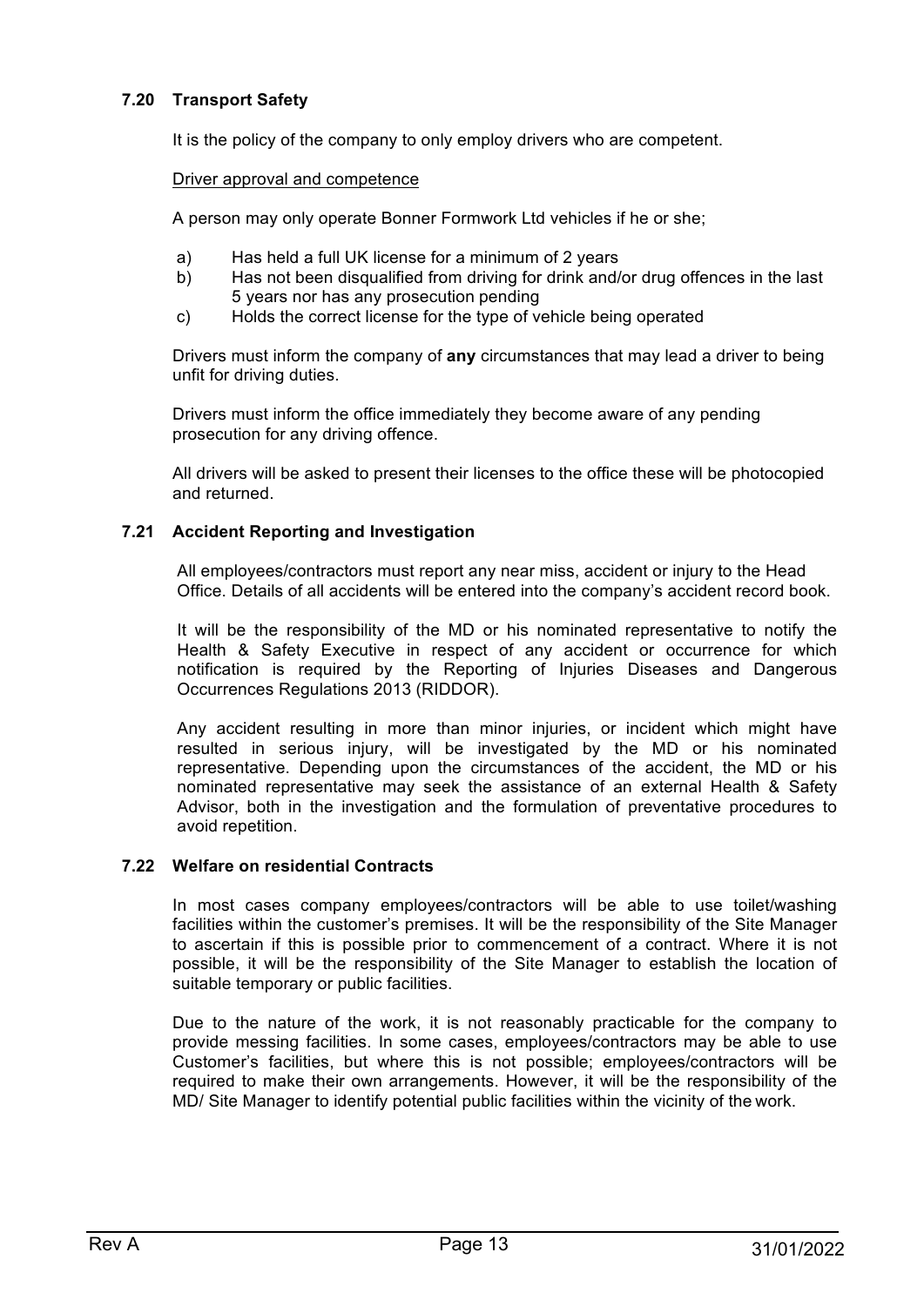### 7.20 Transport Safety

It is the policy of the company to only employ drivers who are competent.

Driver approval and competence

A person may only operate Bonner Formwork Ltd vehicles if he or she;

a) Has held a full UK license for a minimum of 2 years
b) Has not been disqualified from driving for drink and/or drug offences in the last 5 years nor has any prosecution pending
c) Holds the correct license for the type of vehicle being operated

Drivers must inform the company of **any** circumstances that may lead a driver to being unfit for driving duties.

Drivers must inform the office immediately they become aware of any pending prosecution for any driving offence.

All drivers will be asked to present their licenses to the office these will be photocopied and returned.

### 7.21 Accident Reporting and Investigation

All employees/contractors must report any near miss, accident or injury to the Head Office. Details of all accidents will be entered into the company's accident record book.

It will be the responsibility of the MD or his nominated representative to notify the Health & Safety Executive in respect of any accident or occurrence for which notification is required by the Reporting of Injuries Diseases and Dangerous Occurrences Regulations 2013 (RIDDOR).

Any accident resulting in more than minor injuries, or incident which might have resulted in serious injury, will be investigated by the MD or his nominated representative. Depending upon the circumstances of the accident, the MD or his nominated representative may seek the assistance of an external Health & Safety Advisor, both in the investigation and the formulation of preventative procedures to avoid repetition.

### 7.22 Welfare on residential Contracts

In most cases company employees/contractors will be able to use toilet/washing facilities within the customer's premises. It will be the responsibility of the Site Manager to ascertain if this is possible prior to commencement of a contract. Where it is not possible, it will be the responsibility of the Site Manager to establish the location of suitable temporary or public facilities.

Due to the nature of the work, it is not reasonably practicable for the company to provide messing facilities. In some cases, employees/contractors may be able to use Customer's facilities, but where this is not possible; employees/contractors will be required to make their own arrangements. However, it will be the responsibility of the MD/ Site Manager to identify potential public facilities within the vicinity of the work.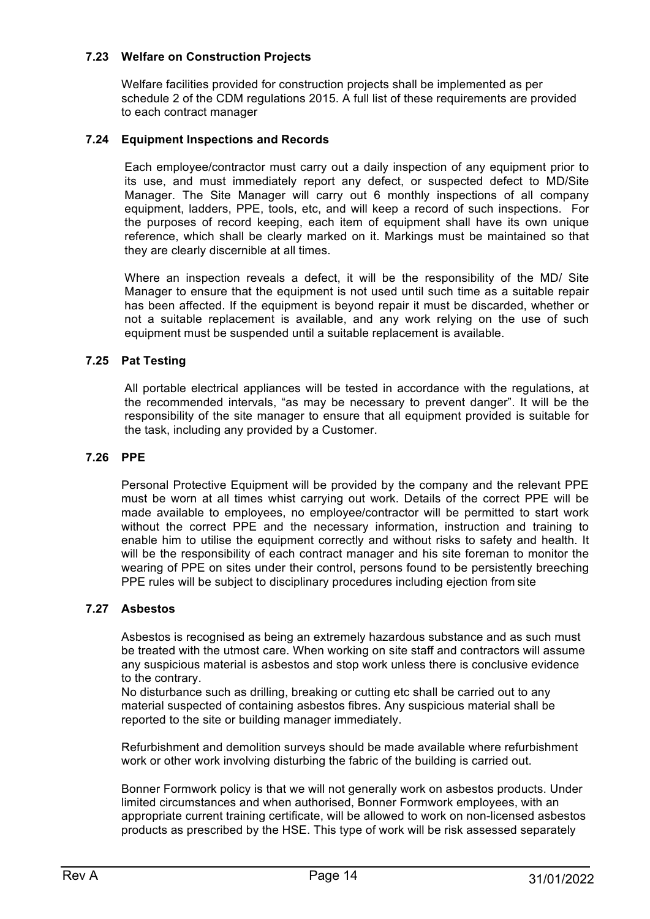### 7.23 Welfare on Construction Projects

Welfare facilities provided for construction projects shall be implemented as per schedule 2 of the CDM regulations 2015. A full list of these requirements are provided to each contract manager

### 7.24 Equipment Inspections and Records

Each employee/contractor must carry out a daily inspection of any equipment prior to its use, and must immediately report any defect, or suspected defect to MD/Site Manager. The Site Manager will carry out 6 monthly inspections of all company equipment, ladders, PPE, tools, etc, and will keep a record of such inspections. For the purposes of record keeping, each item of equipment shall have its own unique reference, which shall be clearly marked on it. Markings must be maintained so that they are clearly discernible at all times.

Where an inspection reveals a defect, it will be the responsibility of the MD/ Site Manager to ensure that the equipment is not used until such time as a suitable repair has been affected. If the equipment is beyond repair it must be discarded, whether or not a suitable replacement is available, and any work relying on the use of such equipment must be suspended until a suitable replacement is available.

### 7.25 Pat Testing

All portable electrical appliances will be tested in accordance with the regulations, at the recommended intervals, "as may be necessary to prevent danger". It will be the responsibility of the site manager to ensure that all equipment provided is suitable for the task, including any provided by a Customer.

### 7.26 PPE

Personal Protective Equipment will be provided by the company and the relevant PPE must be worn at all times whist carrying out work. Details of the correct PPE will be made available to employees, no employee/contractor will be permitted to start work without the correct PPE and the necessary information, instruction and training to enable him to utilise the equipment correctly and without risks to safety and health. It will be the responsibility of each contract manager and his site foreman to monitor the wearing of PPE on sites under their control, persons found to be persistently breeching PPE rules will be subject to disciplinary procedures including ejection from site

### 7.27 Asbestos

Asbestos is recognised as being an extremely hazardous substance and as such must be treated with the utmost care. When working on site staff and contractors will assume any suspicious material is asbestos and stop work unless there is conclusive evidence to the contrary.
No disturbance such as drilling, breaking or cutting etc shall be carried out to any material suspected of containing asbestos fibres. Any suspicious material shall be reported to the site or building manager immediately.

Refurbishment and demolition surveys should be made available where refurbishment work or other work involving disturbing the fabric of the building is carried out.

Bonner Formwork policy is that we will not generally work on asbestos products. Under limited circumstances and when authorised, Bonner Formwork employees, with an appropriate current training certificate, will be allowed to work on non-licensed asbestos products as prescribed by the HSE. This type of work will be risk assessed separately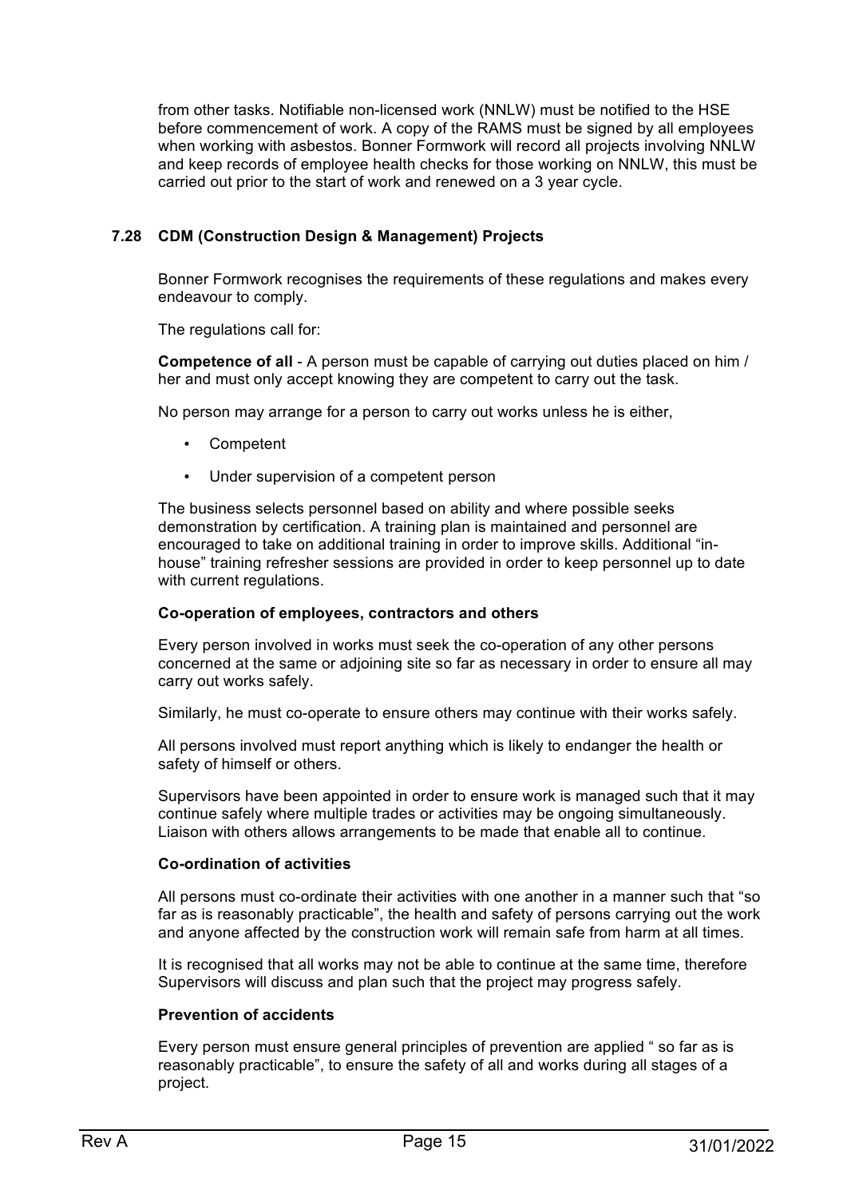from other tasks. Notifiable non-licensed work (NNLW) must be notified to the HSE before commencement of work. A copy of the RAMS must be signed by all employees when working with asbestos. Bonner Formwork will record all projects involving NNLW and keep records of employee health checks for those working on NNLW, this must be carried out prior to the start of work and renewed on a 3 year cycle.

### 7.28 CDM (Construction Design & Management) Projects

Bonner Formwork recognises the requirements of these regulations and makes every endeavour to comply.

The regulations call for:

**Competence of all** - A person must be capable of carrying out duties placed on him / her and must only accept knowing they are competent to carry out the task.

No person may arrange for a person to carry out works unless he is either,

- Competent
- Under supervision of a competent person

The business selects personnel based on ability and where possible seeks demonstration by certification. A training plan is maintained and personnel are encouraged to take on additional training in order to improve skills. Additional "in-house" training refresher sessions are provided in order to keep personnel up to date with current regulations.

**Co-operation of employees, contractors and others**

Every person involved in works must seek the co-operation of any other persons concerned at the same or adjoining site so far as necessary in order to ensure all may carry out works safely.

Similarly, he must co-operate to ensure others may continue with their works safely.

All persons involved must report anything which is likely to endanger the health or safety of himself or others.

Supervisors have been appointed in order to ensure work is managed such that it may continue safely where multiple trades or activities may be ongoing simultaneously. Liaison with others allows arrangements to be made that enable all to continue.

**Co-ordination of activities**

All persons must co-ordinate their activities with one another in a manner such that "so far as is reasonably practicable", the health and safety of persons carrying out the work and anyone affected by the construction work will remain safe from harm at all times.

It is recognised that all works may not be able to continue at the same time, therefore Supervisors will discuss and plan such that the project may progress safely.

**Prevention of accidents**

Every person must ensure general principles of prevention are applied " so far as is reasonably practicable", to ensure the safety of all and works during all stages of a project.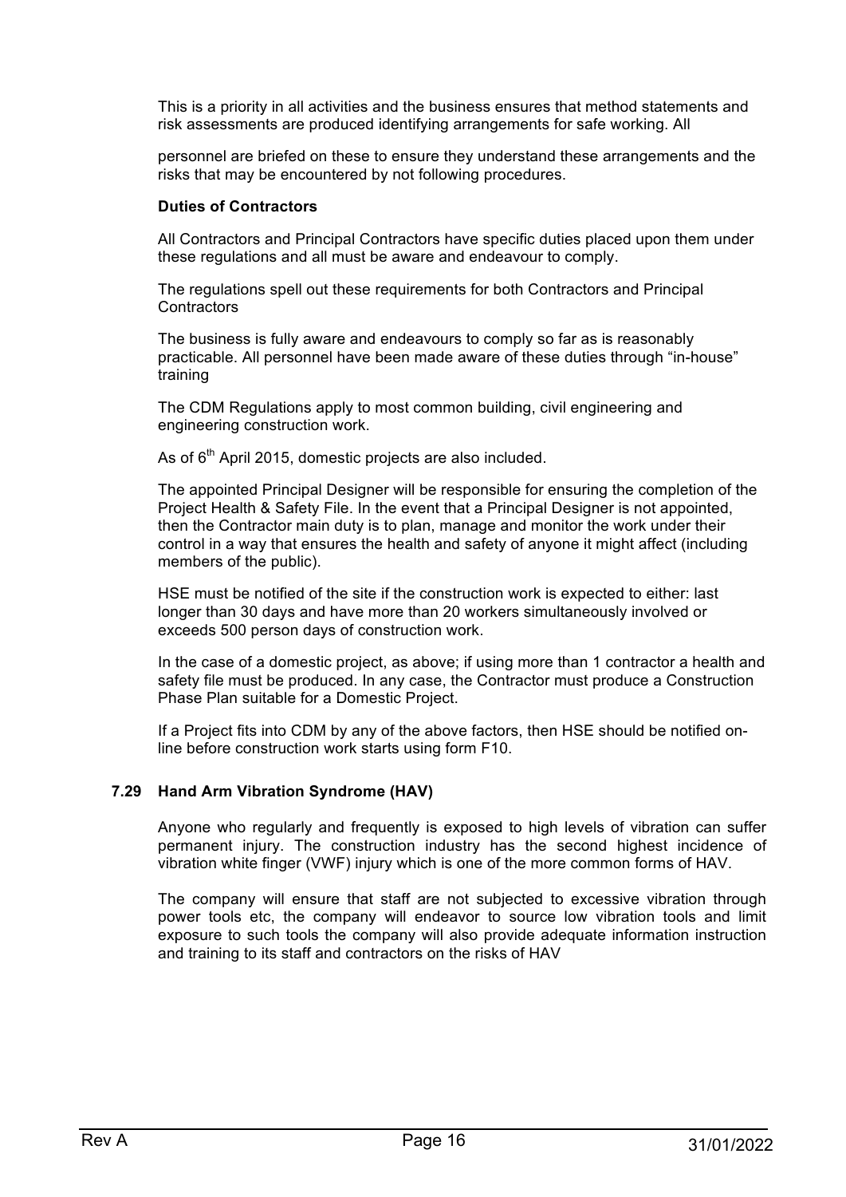This is a priority in all activities and the business ensures that method statements and risk assessments are produced identifying arrangements for safe working. All

personnel are briefed on these to ensure they understand these arrangements and the risks that may be encountered by not following procedures.

**Duties of Contractors**

All Contractors and Principal Contractors have specific duties placed upon them under these regulations and all must be aware and endeavour to comply.

The regulations spell out these requirements for both Contractors and Principal Contractors

The business is fully aware and endeavours to comply so far as is reasonably practicable. All personnel have been made aware of these duties through "in-house" training

The CDM Regulations apply to most common building, civil engineering and engineering construction work.

As of 6th April 2015, domestic projects are also included.

The appointed Principal Designer will be responsible for ensuring the completion of the Project Health & Safety File. In the event that a Principal Designer is not appointed, then the Contractor main duty is to plan, manage and monitor the work under their control in a way that ensures the health and safety of anyone it might affect (including members of the public).

HSE must be notified of the site if the construction work is expected to either: last longer than 30 days and have more than 20 workers simultaneously involved or exceeds 500 person days of construction work.

In the case of a domestic project, as above; if using more than 1 contractor a health and safety file must be produced. In any case, the Contractor must produce a Construction Phase Plan suitable for a Domestic Project.

If a Project fits into CDM by any of the above factors, then HSE should be notified on-line before construction work starts using form F10.

### 7.29 Hand Arm Vibration Syndrome (HAV)

Anyone who regularly and frequently is exposed to high levels of vibration can suffer permanent injury. The construction industry has the second highest incidence of vibration white finger (VWF) injury which is one of the more common forms of HAV.

The company will ensure that staff are not subjected to excessive vibration through power tools etc, the company will endeavor to source low vibration tools and limit exposure to such tools the company will also provide adequate information instruction and training to its staff and contractors on the risks of HAV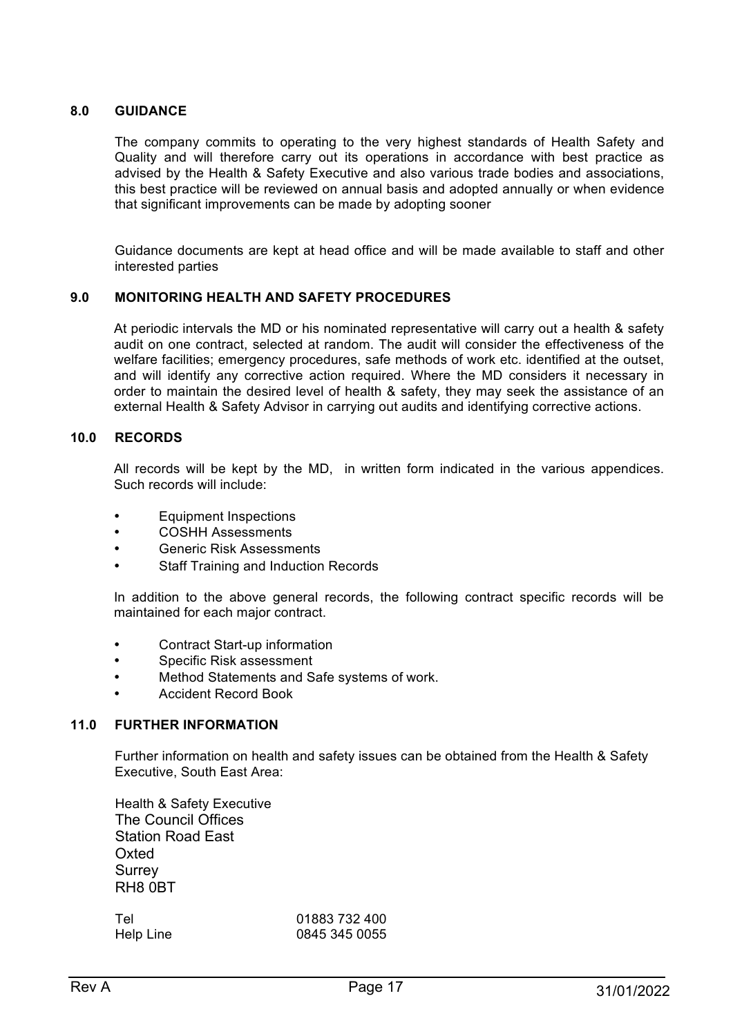## 8.0 GUIDANCE

The company commits to operating to the very highest standards of Health Safety and Quality and will therefore carry out its operations in accordance with best practice as advised by the Health & Safety Executive and also various trade bodies and associations, this best practice will be reviewed on annual basis and adopted annually or when evidence that significant improvements can be made by adopting sooner

Guidance documents are kept at head office and will be made available to staff and other interested parties

## 9.0 MONITORING HEALTH AND SAFETY PROCEDURES

At periodic intervals the MD or his nominated representative will carry out a health & safety audit on one contract, selected at random. The audit will consider the effectiveness of the welfare facilities; emergency procedures, safe methods of work etc. identified at the outset, and will identify any corrective action required. Where the MD considers it necessary in order to maintain the desired level of health & safety, they may seek the assistance of an external Health & Safety Advisor in carrying out audits and identifying corrective actions.

## 10.0 RECORDS

All records will be kept by the MD, in written form indicated in the various appendices. Such records will include:

- Equipment Inspections
- COSHH Assessments
- Generic Risk Assessments
- Staff Training and Induction Records

In addition to the above general records, the following contract specific records will be maintained for each major contract.

- Contract Start-up information
- Specific Risk assessment
- Method Statements and Safe systems of work.
- Accident Record Book

## 11.0 FURTHER INFORMATION

Further information on health and safety issues can be obtained from the Health & Safety Executive, South East Area:

Health & Safety Executive
The Council Offices
Station Road East
Oxted
Surrey
RH8 0BT

| | |
|---|---|
| Tel | 01883 732 400 |
| Help Line | 0845 345 0055 |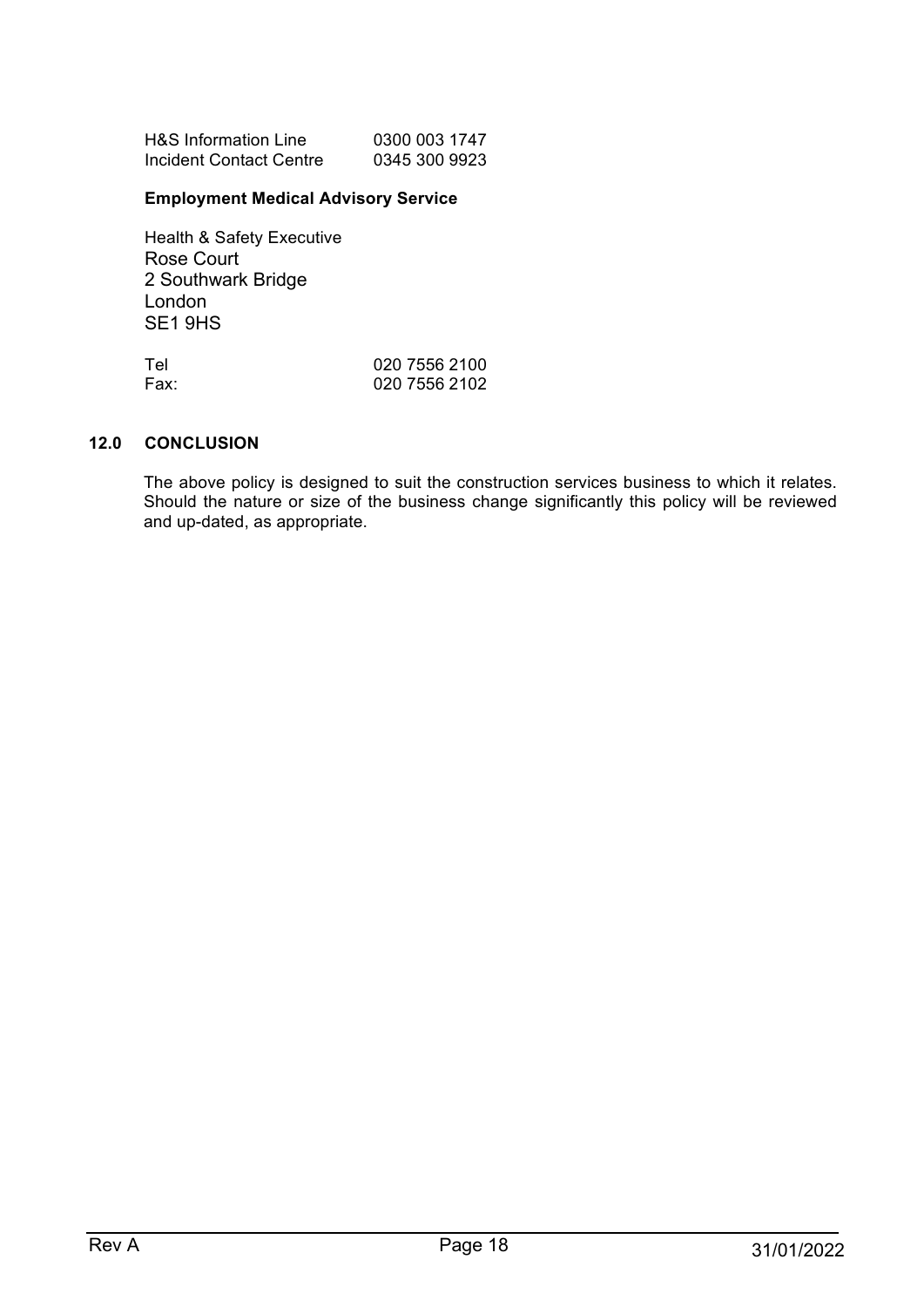| | |
|---|---|
| H&S Information Line | 0300 003 1747 |
| Incident Contact Centre | 0345 300 9923 |

**Employment Medical Advisory Service**

Health & Safety Executive
Rose Court
2 Southwark Bridge
London
SE1 9HS

| | |
|---|---|
| Tel | 020 7556 2100 |
| Fax: | 020 7556 2102 |

## 12.0 CONCLUSION

The above policy is designed to suit the construction services business to which it relates. Should the nature or size of the business change significantly this policy will be reviewed and up-dated, as appropriate.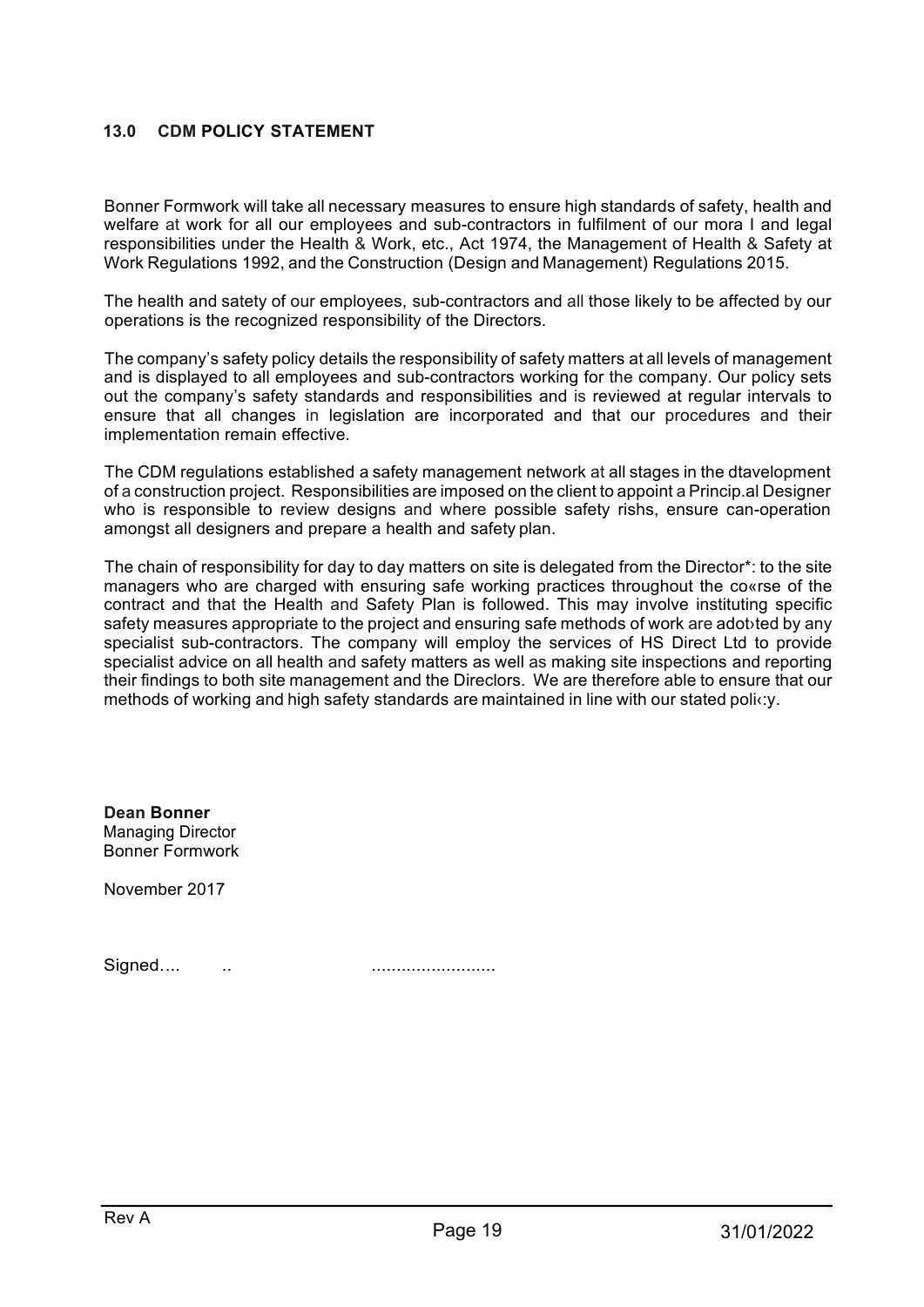### 13.0 CDM POLICY STATEMENT

Bonner Formwork will take all necessary measures to ensure high standards of safety, health and welfare at work for all our employees and sub-contractors in fulfilment of our mora I and legal responsibilities under the Health & Work, etc., Act 1974, the Management of Health & Safety at Work Regulations 1992, and the Construction (Design and Management) Regulations 2015.

The health and satety of our employees, sub-contractors and all those likely to be affected by our operations is the recognized responsibility of the Directors.

The company's safety policy details the responsibility of safety matters at all levels of management and is displayed to all employees and sub-contractors working for the company. Our policy sets out the company's safety standards and responsibilities and is reviewed at regular intervals to ensure that all changes in legislation are incorporated and that our procedures and their implementation remain effective.

The CDM regulations established a safety management network at all stages in the dtavelopment of a construction project. Responsibilities are imposed on the client to appoint a Princip.al Designer who is responsible to review designs and where possible safety rishs, ensure can-operation amongst all designers and prepare a health and safety plan.

The chain of responsibility for day to day matters on site is delegated from the Director*: to the site managers who are charged with ensuring safe working practices throughout the co«rse of the contract and that the Health and Safety Plan is followed. This may involve instituting specific safety measures appropriate to the project and ensuring safe methods of work are adot›ted by any specialist sub-contractors. The company will employ the services of HS Direct Ltd to provide specialist advice on all health and safety matters as well as making site inspections and reporting their findings to both site management and the Direclors. We are therefore able to ensure that our methods of working and high safety standards are maintained in line with our stated poli‹:y.

**Dean Bonner**
Managing Director
Bonner Formwork

November 2017

Signed…. .. .........................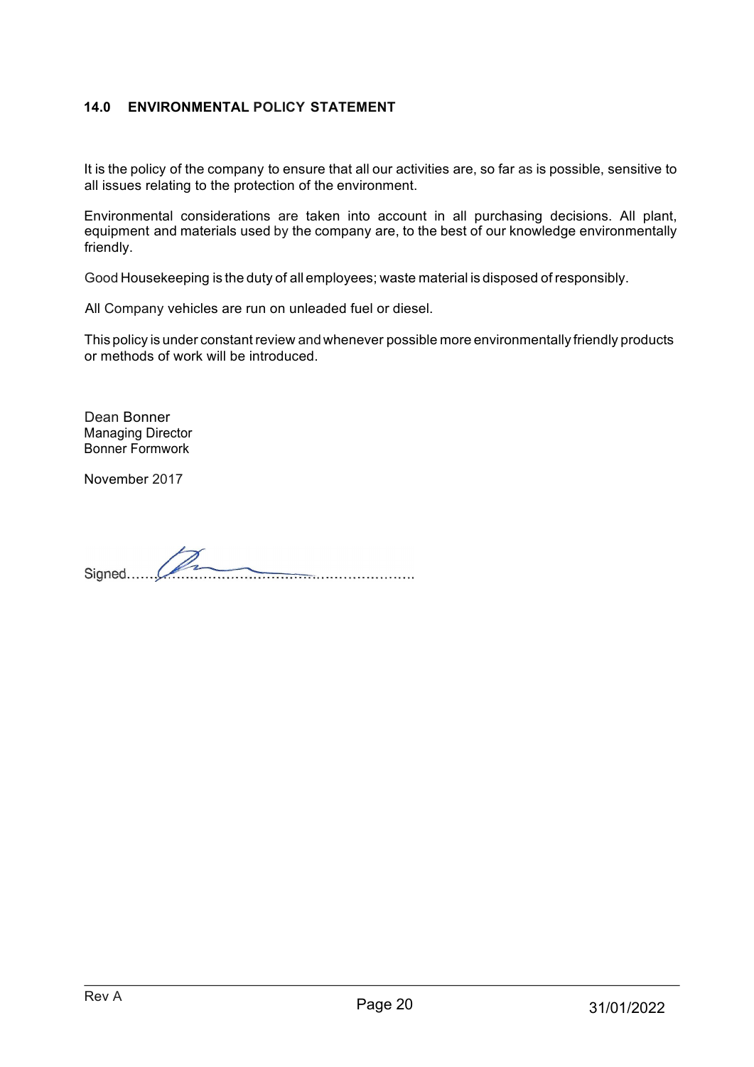## 14.0 ENVIRONMENTAL POLICY STATEMENT

It is the policy of the company to ensure that all our activities are, so far as is possible, sensitive to all issues relating to the protection of the environment.

Environmental considerations are taken into account in all purchasing decisions. All plant, equipment and materials used by the company are, to the best of our knowledge environmentally friendly.

Good Housekeeping is the duty of all employees; waste material is disposed of responsibly.

All Company vehicles are run on unleaded fuel or diesel.

This policy is under constant review and whenever possible more environmentally friendly products or methods of work will be introduced.

Dean Bonner
Managing Director
Bonner Formwork

November 2017

Signed.........................................................................

Rev A 31/01/2022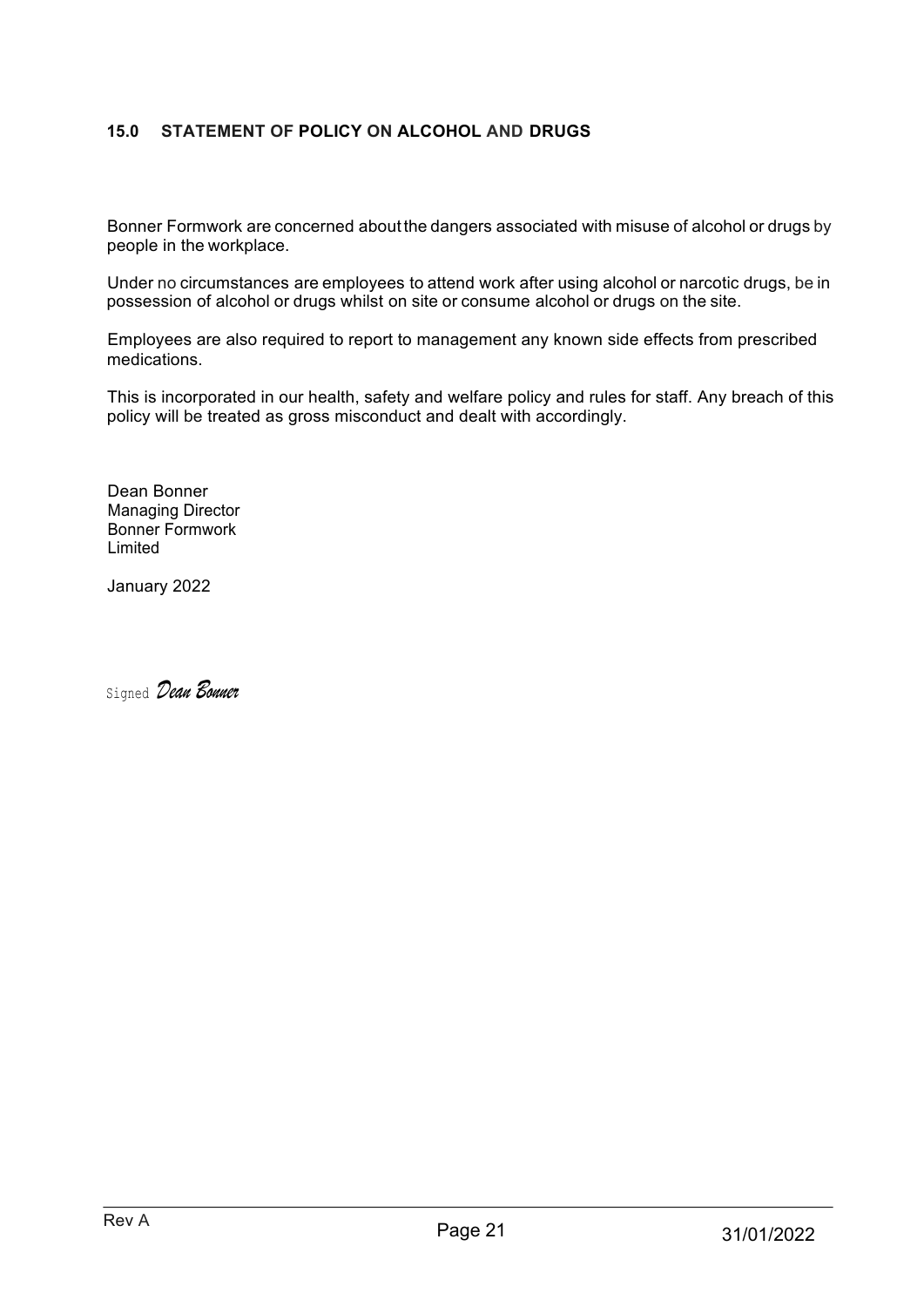## 15.0 STATEMENT OF POLICY ON ALCOHOL AND DRUGS

Bonner Formwork are concerned about the dangers associated with misuse of alcohol or drugs by people in the workplace.

Under no circumstances are employees to attend work after using alcohol or narcotic drugs, be in possession of alcohol or drugs whilst on site or consume alcohol or drugs on the site.

Employees are also required to report to management any known side effects from prescribed medications.

This is incorporated in our health, safety and welfare policy and rules for staff. Any breach of this policy will be treated as gross misconduct and dealt with accordingly.

Dean Bonner  
Managing Director  
Bonner Formwork  
Limited

January 2022

Signed *Dean Bonner*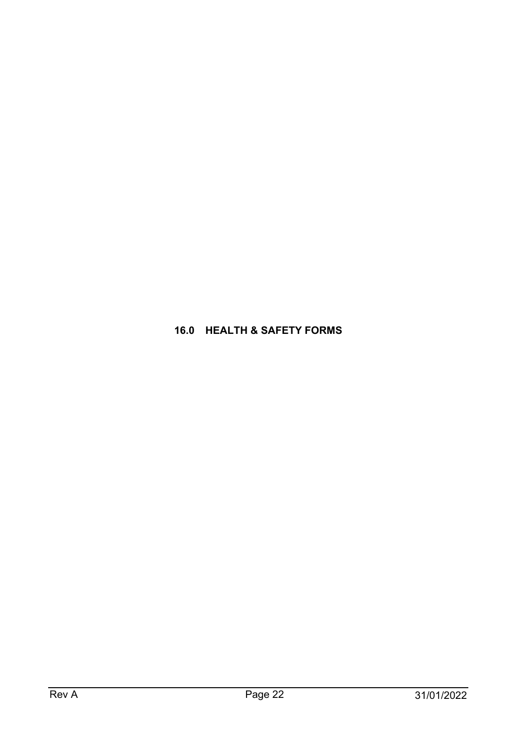# 16.0 HEALTH & SAFETY FORMS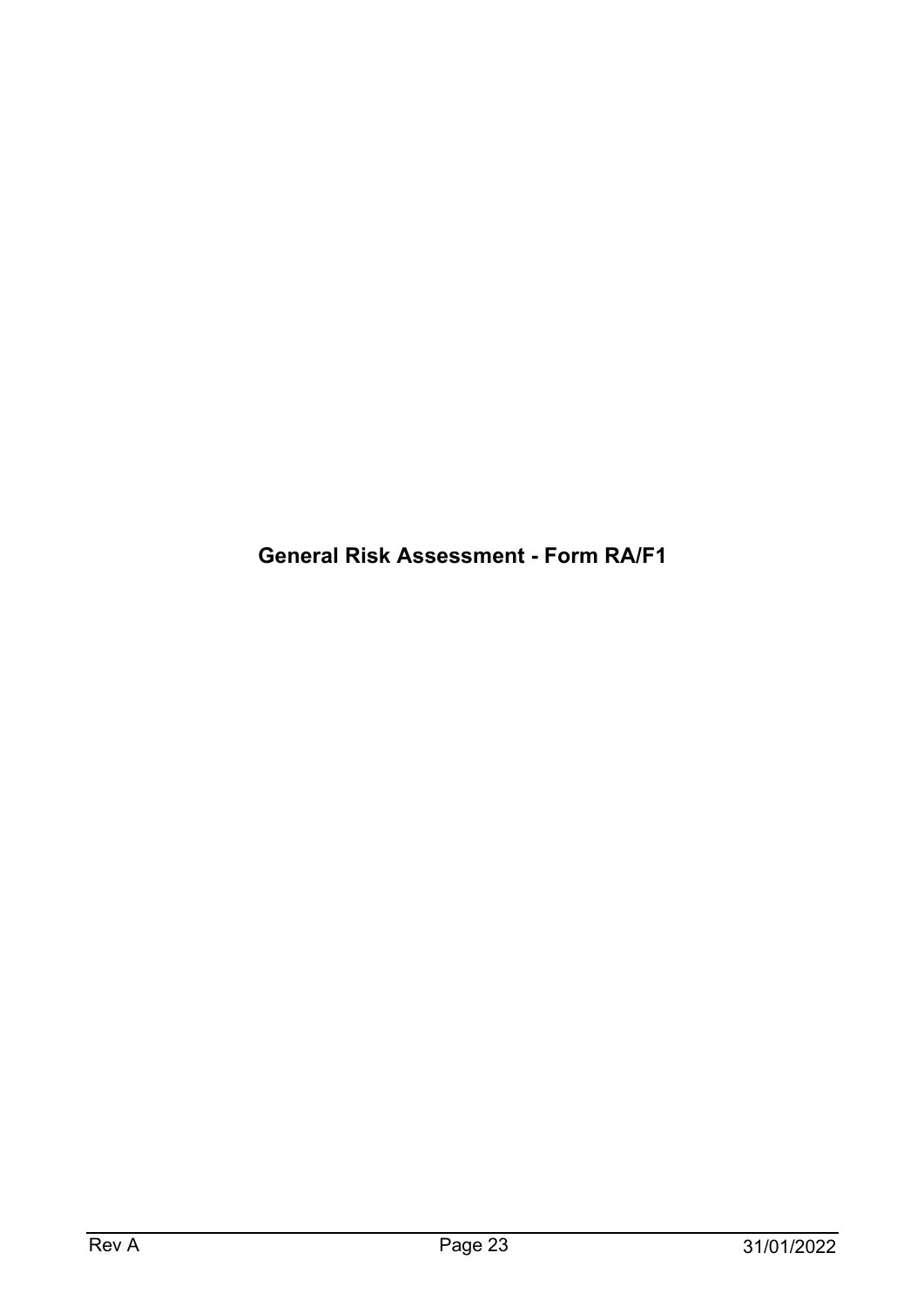**General Risk Assessment - Form RA/F1**